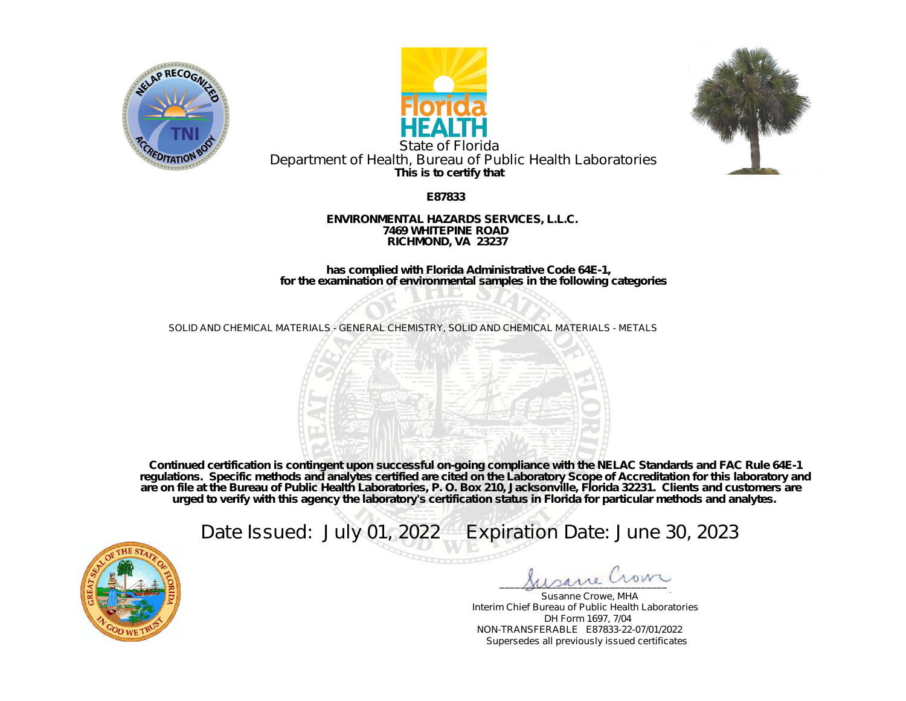State of Florida

Department of Health, Bureau of Public Health Laboratories

**This is to certify that**

**E87833**

**ENVIRONMENTAL HAZARDS SERVICES, L.L.C.**
**7469 WHITEPINE ROAD**
**RICHMOND, VA 23237**

**has complied with Florida Administrative Code 64E-1,**
**for the examination of environmental samples in the following categories**

SOLID AND CHEMICAL MATERIALS - GENERAL CHEMISTRY, SOLID AND CHEMICAL MATERIALS - METALS

**Continued certification is contingent upon successful on-going compliance with the NELAC Standards and FAC Rule 64E-1 regulations. Specific methods and analytes certified are cited on the Laboratory Scope of Accreditation for this laboratory and are on file at the Bureau of Public Health Laboratories, P. O. Box 210, Jacksonville, Florida 32231. Clients and customers are urged to verify with this agency the laboratory's certification status in Florida for particular methods and analytes.**

Date Issued: July 01, 2022 Expiration Date: June 30, 2023

Susanne Crowe, MHA
Interim Chief Bureau of Public Health Laboratories
DH Form 1697, 7/04
NON-TRANSFERABLE E87833-22-07/01/2022
Supersedes all previously issued certificates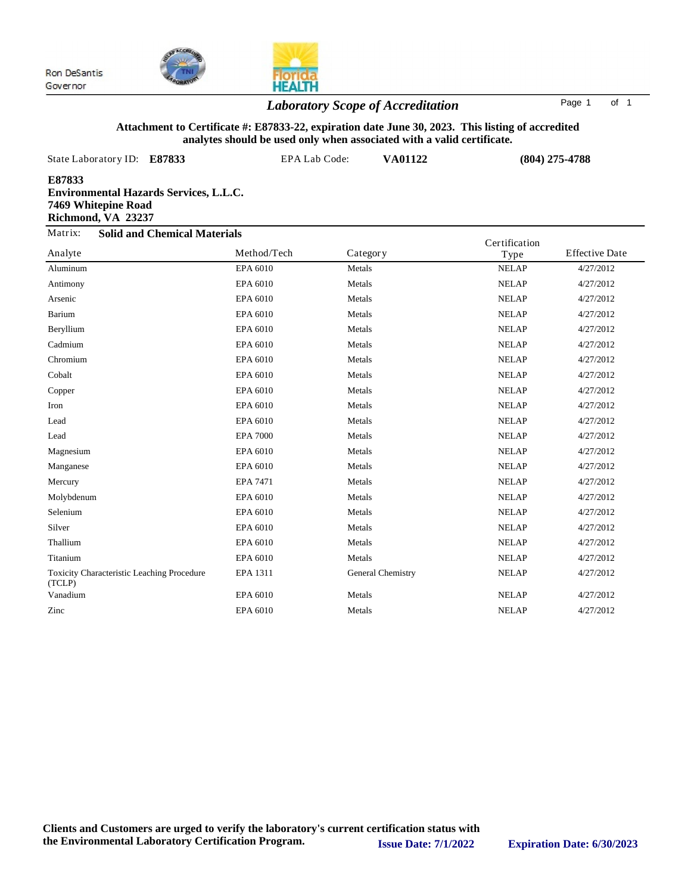Ron DeSantis
Governor

## *Laboratory Scope of Accreditation*

**Attachment to Certificate #: E87833-22, expiration date June 30, 2023. This listing of accredited analytes should be used only when associated with a valid certificate.**

State Laboratory ID: **E87833** EPA Lab Code: **VA01122** **(804) 275-4788**

**E87833**
**Environmental Hazards Services, L.L.C.**
**7469 Whitepine Road**
**Richmond, VA 23237**

Matrix: **Solid and Chemical Materials**

| Analyte | Method/Tech | Category | Certification Type | Effective Date |
|---|---|---|---|---|
| Aluminum | EPA 6010 | Metals | NELAP | 4/27/2012 |
| Antimony | EPA 6010 | Metals | NELAP | 4/27/2012 |
| Arsenic | EPA 6010 | Metals | NELAP | 4/27/2012 |
| Barium | EPA 6010 | Metals | NELAP | 4/27/2012 |
| Beryllium | EPA 6010 | Metals | NELAP | 4/27/2012 |
| Cadmium | EPA 6010 | Metals | NELAP | 4/27/2012 |
| Chromium | EPA 6010 | Metals | NELAP | 4/27/2012 |
| Cobalt | EPA 6010 | Metals | NELAP | 4/27/2012 |
| Copper | EPA 6010 | Metals | NELAP | 4/27/2012 |
| Iron | EPA 6010 | Metals | NELAP | 4/27/2012 |
| Lead | EPA 6010 | Metals | NELAP | 4/27/2012 |
| Lead | EPA 7000 | Metals | NELAP | 4/27/2012 |
| Magnesium | EPA 6010 | Metals | NELAP | 4/27/2012 |
| Manganese | EPA 6010 | Metals | NELAP | 4/27/2012 |
| Mercury | EPA 7471 | Metals | NELAP | 4/27/2012 |
| Molybdenum | EPA 6010 | Metals | NELAP | 4/27/2012 |
| Selenium | EPA 6010 | Metals | NELAP | 4/27/2012 |
| Silver | EPA 6010 | Metals | NELAP | 4/27/2012 |
| Thallium | EPA 6010 | Metals | NELAP | 4/27/2012 |
| Titanium | EPA 6010 | Metals | NELAP | 4/27/2012 |
| Toxicity Characteristic Leaching Procedure (TCLP) | EPA 1311 | General Chemistry | NELAP | 4/27/2012 |
| Vanadium | EPA 6010 | Metals | NELAP | 4/27/2012 |
| Zinc | EPA 6010 | Metals | NELAP | 4/27/2012 |

**Clients and Customers are urged to verify the laboratory's current certification status with the Environmental Laboratory Certification Program.**

**Issue Date: 7/1/2022** **Expiration Date: 6/30/2023**